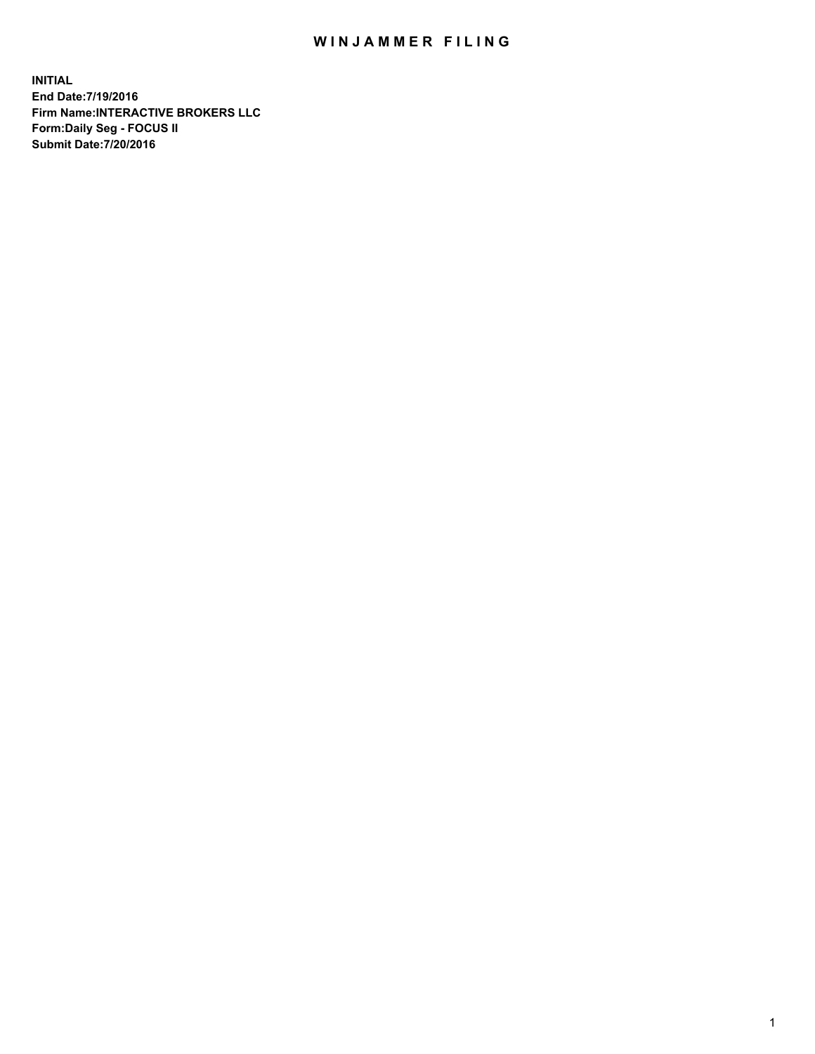# WINJAMMER FILING

**INITIAL**
**End Date:7/19/2016**
**Firm Name:INTERACTIVE BROKERS LLC**
**Form:Daily Seg - FOCUS II**
**Submit Date:7/20/2016**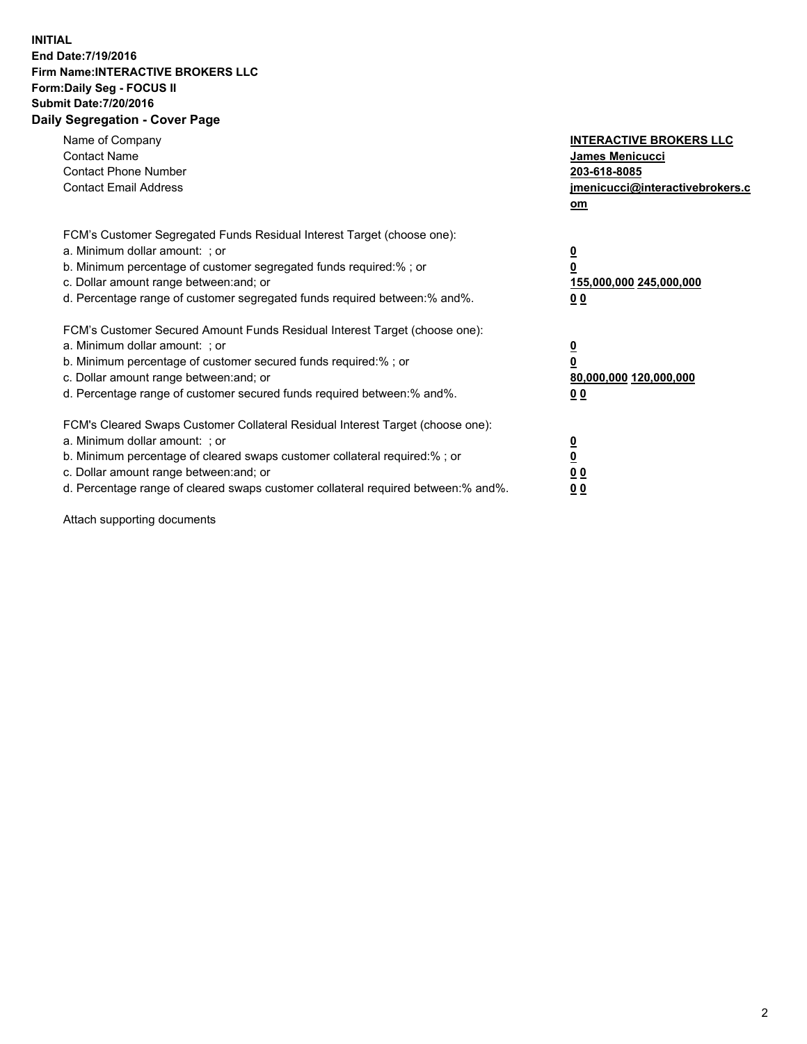**INITIAL**
**End Date:7/19/2016**
**Firm Name:INTERACTIVE BROKERS LLC**
**Form:Daily Seg - FOCUS II**
**Submit Date:7/20/2016**
**Daily Segregation - Cover Page**

| | |
|---|---|
| Name of Company | **INTERACTIVE BROKERS LLC** |
| Contact Name | **James Menicucci** |
| Contact Phone Number | **203-618-8085** |
| Contact Email Address | **jmenicucci@interactivebrokers.com** |

FCM's Customer Segregated Funds Residual Interest Target (choose one):

| | |
|---|---|
| a. Minimum dollar amount: ; or | **0** |
| b. Minimum percentage of customer segregated funds required:% ; or | **0** |
| c. Dollar amount range between:and; or | **155,000,000 245,000,000** |
| d. Percentage range of customer segregated funds required between:% and%. | **0 0** |

FCM's Customer Secured Amount Funds Residual Interest Target (choose one):

| | |
|---|---|
| a. Minimum dollar amount: ; or | **0** |
| b. Minimum percentage of customer secured funds required:% ; or | **0** |
| c. Dollar amount range between:and; or | **80,000,000 120,000,000** |
| d. Percentage range of customer secured funds required between:% and%. | **0 0** |

FCM's Cleared Swaps Customer Collateral Residual Interest Target (choose one):

| | |
|---|---|
| a. Minimum dollar amount: ; or | **0** |
| b. Minimum percentage of cleared swaps customer collateral required:% ; or | **0** |
| c. Dollar amount range between:and; or | **0 0** |
| d. Percentage range of cleared swaps customer collateral required between:% and%. | **0 0** |

Attach supporting documents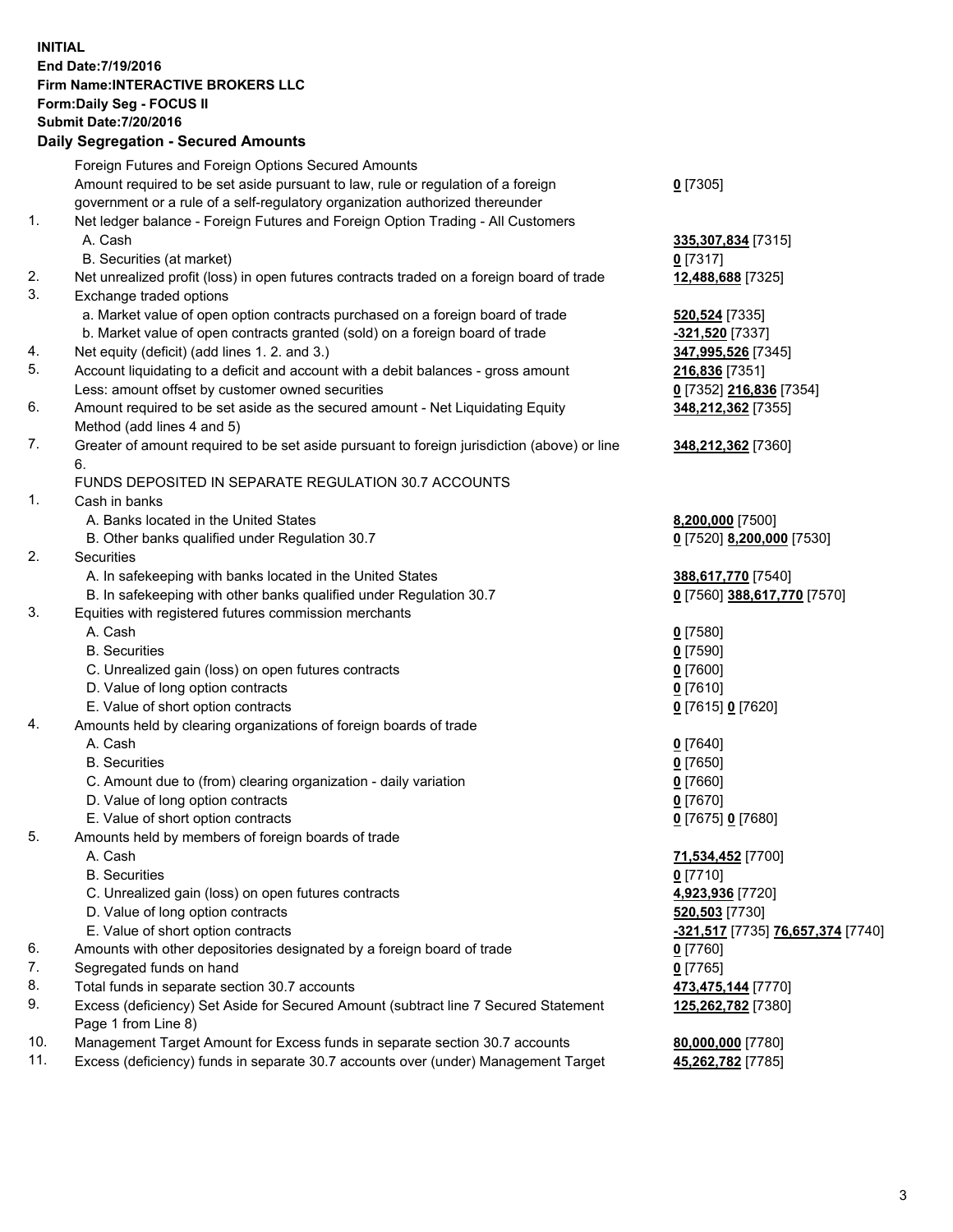**INITIAL**
**End Date:7/19/2016**
**Firm Name:INTERACTIVE BROKERS LLC**
**Form:Daily Seg - FOCUS II**
**Submit Date:7/20/2016**

## Daily Segregation - Secured Amounts

| | | |
|---|---|---|
| | Foreign Futures and Foreign Options Secured Amounts | |
| | Amount required to be set aside pursuant to law, rule or regulation of a foreign government or a rule of a self-regulatory organization authorized thereunder | **0** [7305] |
| 1. | Net ledger balance - Foreign Futures and Foreign Option Trading - All Customers | |
| | A. Cash | **335,307,834** [7315] |
| | B. Securities (at market) | **0** [7317] |
| 2. | Net unrealized profit (loss) in open futures contracts traded on a foreign board of trade | **12,488,688** [7325] |
| 3. | Exchange traded options | |
| | a. Market value of open option contracts purchased on a foreign board of trade | **520,524** [7335] |
| | b. Market value of open contracts granted (sold) on a foreign board of trade | **-321,520** [7337] |
| 4. | Net equity (deficit) (add lines 1. 2. and 3.) | **347,995,526** [7345] |
| 5. | Account liquidating to a deficit and account with a debit balances - gross amount | **216,836** [7351] |
| | Less: amount offset by customer owned securities | **0** [7352] **216,836** [7354] |
| 6. | Amount required to be set aside as the secured amount - Net Liquidating Equity Method (add lines 4 and 5) | **348,212,362** [7355] |
| 7. | Greater of amount required to be set aside pursuant to foreign jurisdiction (above) or line 6. | **348,212,362** [7360] |
| | FUNDS DEPOSITED IN SEPARATE REGULATION 30.7 ACCOUNTS | |
| 1. | Cash in banks | |
| | A. Banks located in the United States | **8,200,000** [7500] |
| | B. Other banks qualified under Regulation 30.7 | **0** [7520] **8,200,000** [7530] |
| 2. | Securities | |
| | A. In safekeeping with banks located in the United States | **388,617,770** [7540] |
| | B. In safekeeping with other banks qualified under Regulation 30.7 | **0** [7560] **388,617,770** [7570] |
| 3. | Equities with registered futures commission merchants | |
| | A. Cash | **0** [7580] |
| | B. Securities | **0** [7590] |
| | C. Unrealized gain (loss) on open futures contracts | **0** [7600] |
| | D. Value of long option contracts | **0** [7610] |
| | E. Value of short option contracts | **0** [7615] **0** [7620] |
| 4. | Amounts held by clearing organizations of foreign boards of trade | |
| | A. Cash | **0** [7640] |
| | B. Securities | **0** [7650] |
| | C. Amount due to (from) clearing organization - daily variation | **0** [7660] |
| | D. Value of long option contracts | **0** [7670] |
| | E. Value of short option contracts | **0** [7675] **0** [7680] |
| 5. | Amounts held by members of foreign boards of trade | |
| | A. Cash | **71,534,452** [7700] |
| | B. Securities | **0** [7710] |
| | C. Unrealized gain (loss) on open futures contracts | **4,923,936** [7720] |
| | D. Value of long option contracts | **520,503** [7730] |
| | E. Value of short option contracts | **-321,517** [7735] **76,657,374** [7740] |
| 6. | Amounts with other depositories designated by a foreign board of trade | **0** [7760] |
| 7. | Segregated funds on hand | **0** [7765] |
| 8. | Total funds in separate section 30.7 accounts | **473,475,144** [7770] |
| 9. | Excess (deficiency) Set Aside for Secured Amount (subtract line 7 Secured Statement Page 1 from Line 8) | **125,262,782** [7380] |
| 10. | Management Target Amount for Excess funds in separate section 30.7 accounts | **80,000,000** [7780] |
| 11. | Excess (deficiency) funds in separate 30.7 accounts over (under) Management Target | **45,262,782** [7785] |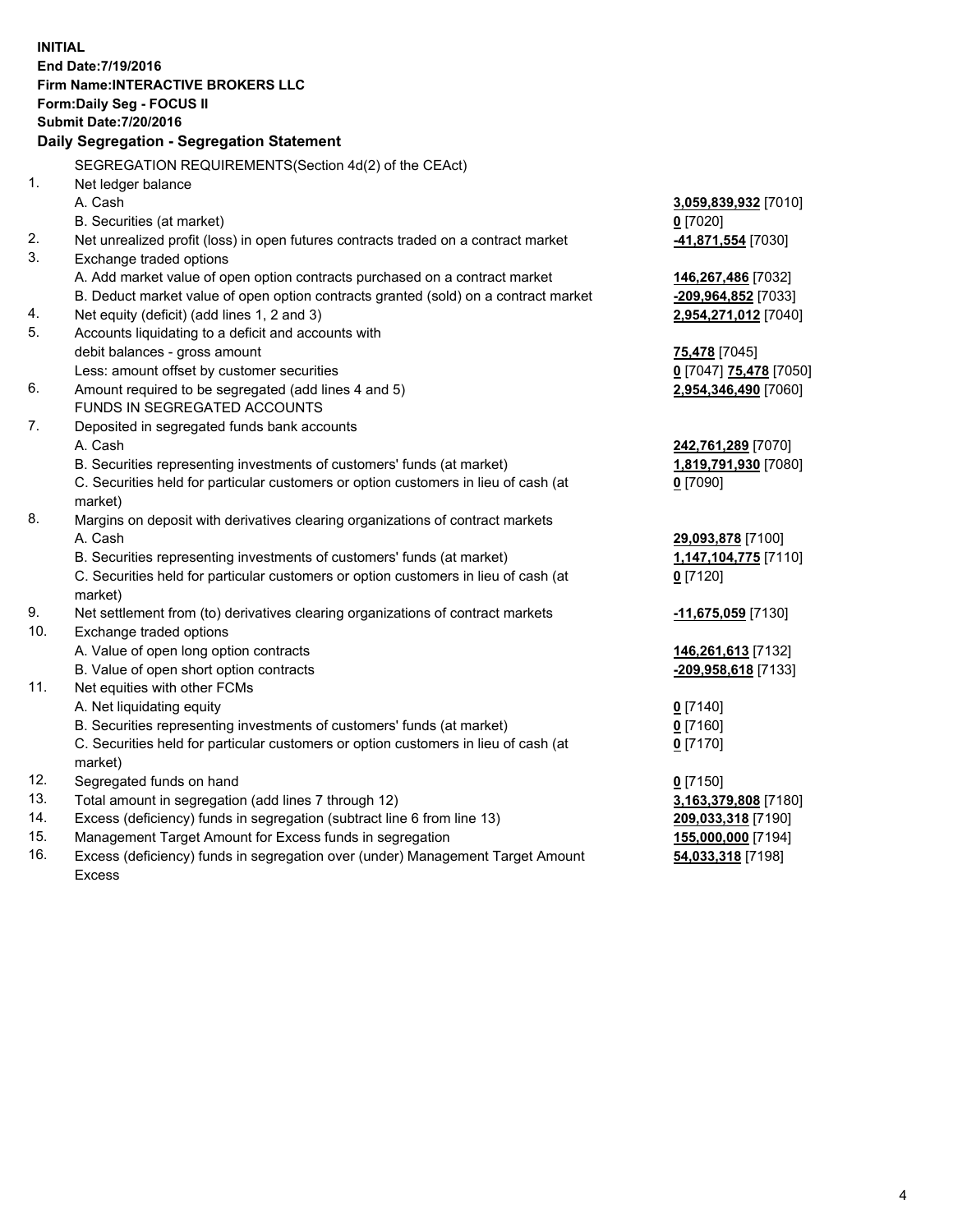**INITIAL**
**End Date:7/19/2016**
**Firm Name:INTERACTIVE BROKERS LLC**
**Form:Daily Seg - FOCUS II**
**Submit Date:7/20/2016**

**Daily Segregation - Segregation Statement**

SEGREGATION REQUIREMENTS(Section 4d(2) of the CEAct)

| | | |
|---|---|---|
| 1. | Net ledger balance | |
| | A. Cash | **3,059,839,932** [7010] |
| | B. Securities (at market) | **0** [7020] |
| 2. | Net unrealized profit (loss) in open futures contracts traded on a contract market | **-41,871,554** [7030] |
| 3. | Exchange traded options | |
| | A. Add market value of open option contracts purchased on a contract market | **146,267,486** [7032] |
| | B. Deduct market value of open option contracts granted (sold) on a contract market | **-209,964,852** [7033] |
| 4. | Net equity (deficit) (add lines 1, 2 and 3) | **2,954,271,012** [7040] |
| 5. | Accounts liquidating to a deficit and accounts with debit balances - gross amount | **75,478** [7045] |
| | Less: amount offset by customer securities | **0** [7047] **75,478** [7050] |
| 6. | Amount required to be segregated (add lines 4 and 5) | **2,954,346,490** [7060] |
| | FUNDS IN SEGREGATED ACCOUNTS | |
| 7. | Deposited in segregated funds bank accounts | |
| | A. Cash | **242,761,289** [7070] |
| | B. Securities representing investments of customers' funds (at market) | **1,819,791,930** [7080] |
| | C. Securities held for particular customers or option customers in lieu of cash (at market) | **0** [7090] |
| 8. | Margins on deposit with derivatives clearing organizations of contract markets | |
| | A. Cash | **29,093,878** [7100] |
| | B. Securities representing investments of customers' funds (at market) | **1,147,104,775** [7110] |
| | C. Securities held for particular customers or option customers in lieu of cash (at market) | **0** [7120] |
| 9. | Net settlement from (to) derivatives clearing organizations of contract markets | **-11,675,059** [7130] |
| 10. | Exchange traded options | |
| | A. Value of open long option contracts | **146,261,613** [7132] |
| | B. Value of open short option contracts | **-209,958,618** [7133] |
| 11. | Net equities with other FCMs | |
| | A. Net liquidating equity | **0** [7140] |
| | B. Securities representing investments of customers' funds (at market) | **0** [7160] |
| | C. Securities held for particular customers or option customers in lieu of cash (at market) | **0** [7170] |
| 12. | Segregated funds on hand | **0** [7150] |
| 13. | Total amount in segregation (add lines 7 through 12) | **3,163,379,808** [7180] |
| 14. | Excess (deficiency) funds in segregation (subtract line 6 from line 13) | **209,033,318** [7190] |
| 15. | Management Target Amount for Excess funds in segregation | **155,000,000** [7194] |
| 16. | Excess (deficiency) funds in segregation over (under) Management Target Amount Excess | **54,033,318** [7198] |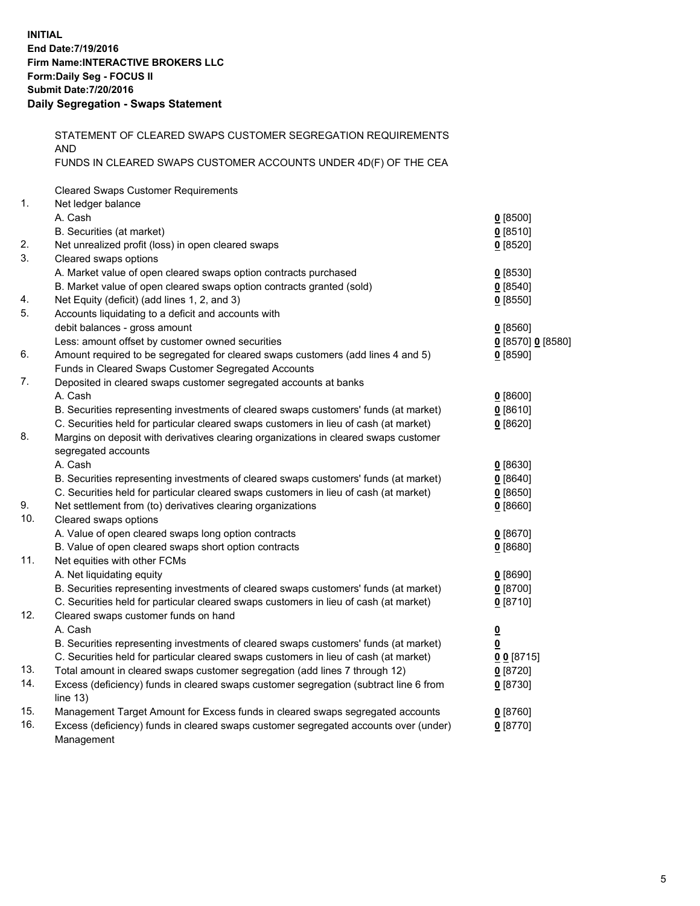**INITIAL**
**End Date:7/19/2016**
**Firm Name:INTERACTIVE BROKERS LLC**
**Form:Daily Seg - FOCUS II**
**Submit Date:7/20/2016**
**Daily Segregation - Swaps Statement**

STATEMENT OF CLEARED SWAPS CUSTOMER SEGREGATION REQUIREMENTS
AND
FUNDS IN CLEARED SWAPS CUSTOMER ACCOUNTS UNDER 4D(F) OF THE CEA

| | | |
|---|---|---|
| | Cleared Swaps Customer Requirements | |
| 1. | Net ledger balance | |
| | A. Cash | 0 [8500] |
| | B. Securities (at market) | 0 [8510] |
| 2. | Net unrealized profit (loss) in open cleared swaps | 0 [8520] |
| 3. | Cleared swaps options | |
| | A. Market value of open cleared swaps option contracts purchased | 0 [8530] |
| | B. Market value of open cleared swaps option contracts granted (sold) | 0 [8540] |
| 4. | Net Equity (deficit) (add lines 1, 2, and 3) | 0 [8550] |
| 5. | Accounts liquidating to a deficit and accounts with | |
| | debit balances - gross amount | 0 [8560] |
| | Less: amount offset by customer owned securities | 0 [8570] 0 [8580] |
| 6. | Amount required to be segregated for cleared swaps customers (add lines 4 and 5) | 0 [8590] |
| | Funds in Cleared Swaps Customer Segregated Accounts | |
| 7. | Deposited in cleared swaps customer segregated accounts at banks | |
| | A. Cash | 0 [8600] |
| | B. Securities representing investments of cleared swaps customers' funds (at market) | 0 [8610] |
| | C. Securities held for particular cleared swaps customers in lieu of cash (at market) | 0 [8620] |
| 8. | Margins on deposit with derivatives clearing organizations in cleared swaps customer segregated accounts | |
| | A. Cash | 0 [8630] |
| | B. Securities representing investments of cleared swaps customers' funds (at market) | 0 [8640] |
| | C. Securities held for particular cleared swaps customers in lieu of cash (at market) | 0 [8650] |
| 9. | Net settlement from (to) derivatives clearing organizations | 0 [8660] |
| 10. | Cleared swaps options | |
| | A. Value of open cleared swaps long option contracts | 0 [8670] |
| | B. Value of open cleared swaps short option contracts | 0 [8680] |
| 11. | Net equities with other FCMs | |
| | A. Net liquidating equity | 0 [8690] |
| | B. Securities representing investments of cleared swaps customers' funds (at market) | 0 [8700] |
| | C. Securities held for particular cleared swaps customers in lieu of cash (at market) | 0 [8710] |
| 12. | Cleared swaps customer funds on hand | |
| | A. Cash | 0 |
| | B. Securities representing investments of cleared swaps customers' funds (at market) | 0 |
| | C. Securities held for particular cleared swaps customers in lieu of cash (at market) | 0 0 [8715] |
| 13. | Total amount in cleared swaps customer segregation (add lines 7 through 12) | 0 [8720] |
| 14. | Excess (deficiency) funds in cleared swaps customer segregation (subtract line 6 from line 13) | 0 [8730] |
| 15. | Management Target Amount for Excess funds in cleared swaps segregated accounts | 0 [8760] |
| 16. | Excess (deficiency) funds in cleared swaps customer segregated accounts over (under) Management | 0 [8770] |